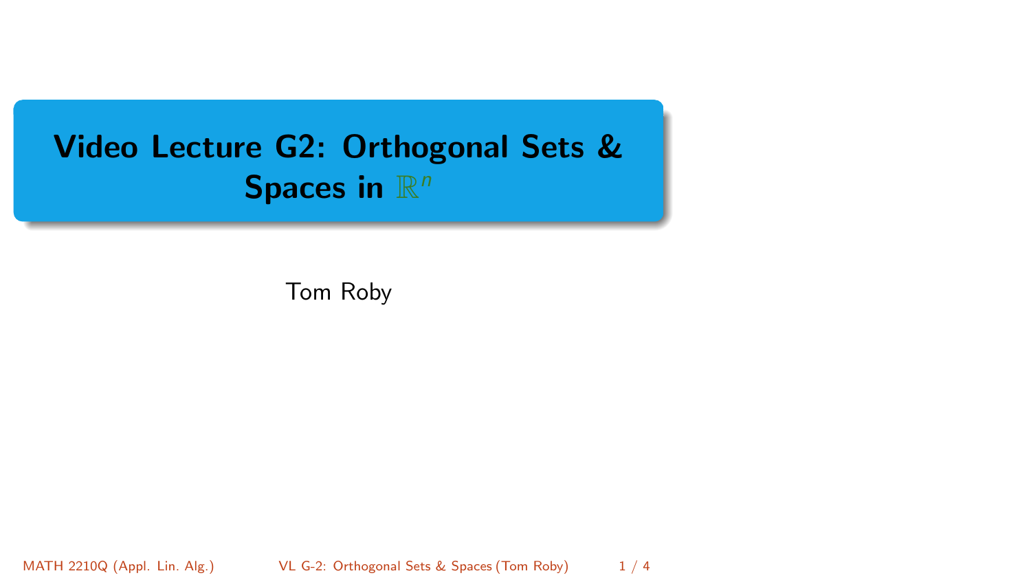# Video Lecture G2: Orthogonal Sets & Spaces in $\mathbb{R}^n$

Tom Roby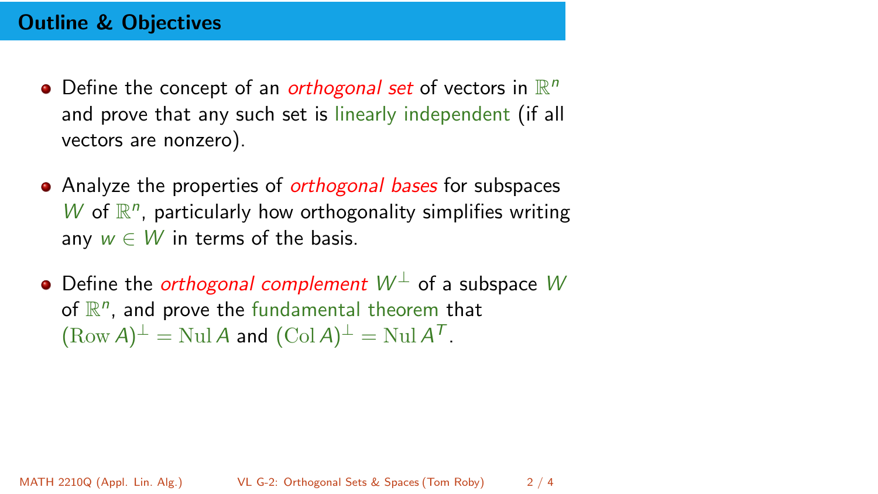## Outline & Objectives

- Define the concept of an *orthogonal set* of vectors in $\mathbb{R}^n$ and prove that any such set is linearly independent (if all vectors are nonzero).
- Analyze the properties of *orthogonal bases* for subspaces $W$ of $\mathbb{R}^n$, particularly how orthogonality simplifies writing any $w \in W$ in terms of the basis.
- Define the *orthogonal complement* $W^\perp$ of a subspace $W$ of $\mathbb{R}^n$, and prove the fundamental theorem that $(\mathrm{Row}\, A)^\perp = \mathrm{Nul}\, A$ and $(\mathrm{Col}\, A)^\perp = \mathrm{Nul}\, A^T$.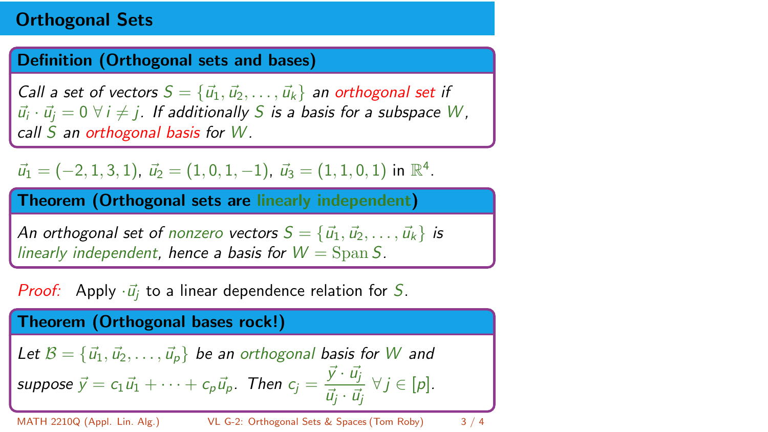## Orthogonal Sets

### Definition (Orthogonal sets and bases)

*Call a set of vectors $S = \{\vec{u}_1, \vec{u}_2, \ldots, \vec{u}_k\}$ an orthogonal set if $\vec{u}_i \cdot \vec{u}_j = 0 \ \forall \, i \neq j$. If additionally $S$ is a basis for a subspace $W$, call $S$ an orthogonal basis for $W$.*

$\vec{u}_1 = (-2, 1, 3, 1)$, $\vec{u}_2 = (1, 0, 1, -1)$, $\vec{u}_3 = (1, 1, 0, 1)$ in $\mathbb{R}^4$.

### Theorem (Orthogonal sets are linearly independent)

*An orthogonal set of nonzero vectors $S = \{\vec{u}_1, \vec{u}_2, \ldots, \vec{u}_k\}$ is linearly independent, hence a basis for $W = \operatorname{Span} S$.*

*Proof:* Apply $\cdot \vec{u}_j$ to a linear dependence relation for $S$.

### Theorem (Orthogonal bases rock!)

*Let $\mathcal{B} = \{\vec{u}_1, \vec{u}_2, \ldots, \vec{u}_p\}$ be an orthogonal basis for $W$ and suppose $\vec{y} = c_1\vec{u}_1 + \cdots + c_p\vec{u}_p$. Then $c_j = \dfrac{\vec{y} \cdot \vec{u}_j}{\vec{u}_j \cdot \vec{u}_j} \ \forall \, j \in [p]$.*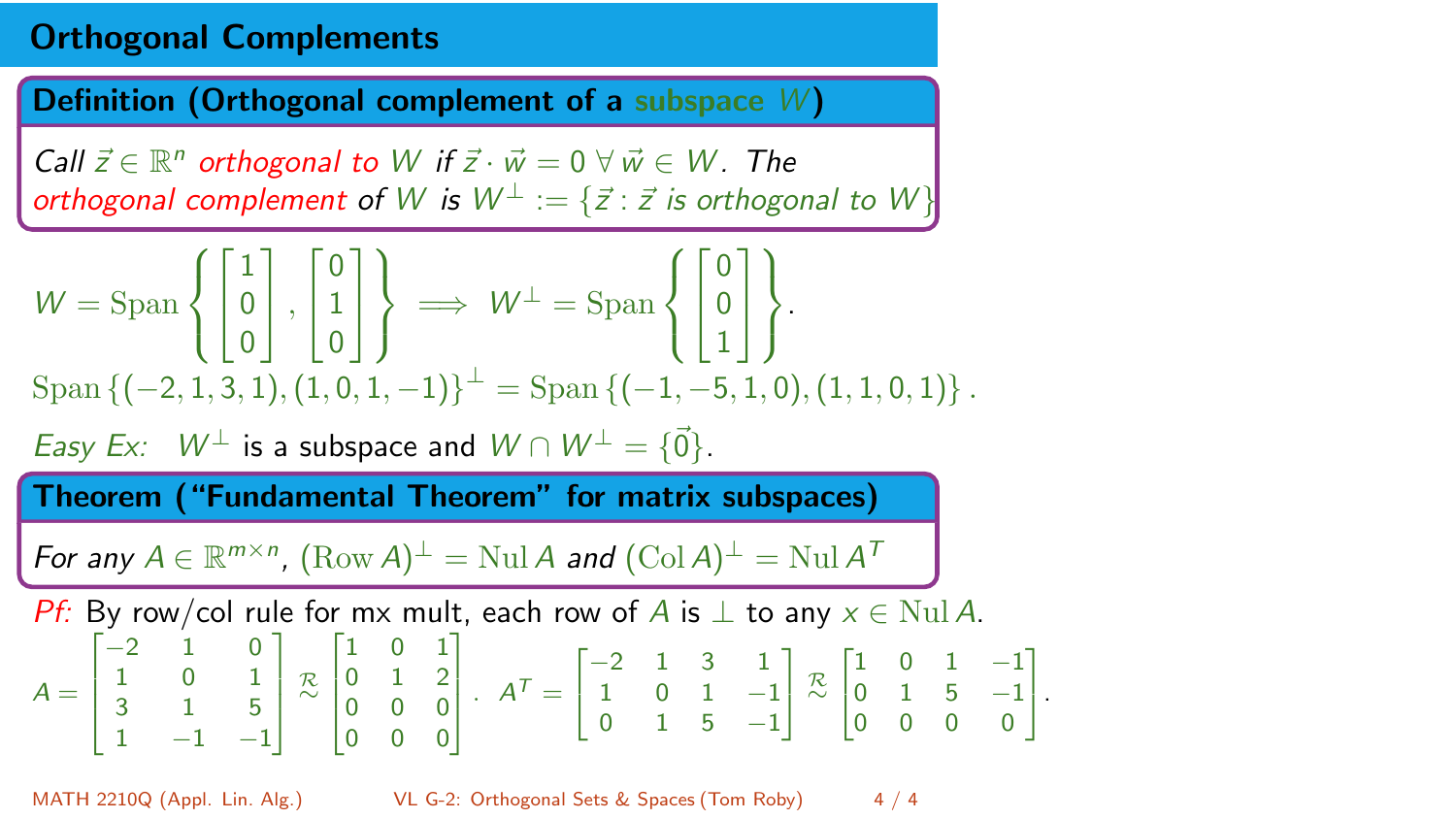## Orthogonal Complements

**Definition (Orthogonal complement of a subspace $W$)**

*Call $\vec{z} \in \mathbb{R}^n$ orthogonal to $W$ if $\vec{z} \cdot \vec{w} = 0 \ \forall \vec{w} \in W$. The orthogonal complement of $W$ is $W^\perp := \{\vec{z} : \vec{z} \text{ is orthogonal to } W\}$*

$$W = \operatorname{Span}\left\{ \begin{bmatrix} 1 \\ 0 \\ 0 \end{bmatrix}, \begin{bmatrix} 0 \\ 1 \\ 0 \end{bmatrix} \right\} \implies W^\perp = \operatorname{Span}\left\{ \begin{bmatrix} 0 \\ 0 \\ 1 \end{bmatrix} \right\}.$$

$$\operatorname{Span}\{(-2,1,3,1),(1,0,1,-1)\}^\perp = \operatorname{Span}\{(-1,-5,1,0),(1,1,0,1)\}.$$

*Easy Ex:* $W^\perp$ is a subspace and $W \cap W^\perp = \{\vec{0}\}$.

**Theorem ("Fundamental Theorem" for matrix subspaces)**

*For any $A \in \mathbb{R}^{m \times n}$, $(\operatorname{Row} A)^\perp = \operatorname{Nul} A$ and $(\operatorname{Col} A)^\perp = \operatorname{Nul} A^T$*

*Pf:* By row/col rule for mx mult, each row of $A$ is $\perp$ to any $x \in \operatorname{Nul} A$.

$$A = \begin{bmatrix} -2 & 1 & 0 \\ 1 & 0 & 1 \\ 3 & 1 & 5 \\ 1 & -1 & -1 \end{bmatrix} \overset{\mathcal{R}}{\sim} \begin{bmatrix} 1 & 0 & 1 \\ 0 & 1 & 2 \\ 0 & 0 & 0 \\ 0 & 0 & 0 \end{bmatrix}. \quad A^T = \begin{bmatrix} -2 & 1 & 3 & 1 \\ 1 & 0 & 1 & -1 \\ 0 & 1 & 5 & -1 \end{bmatrix} \overset{\mathcal{R}}{\sim} \begin{bmatrix} 1 & 0 & 1 & -1 \\ 0 & 1 & 5 & -1 \\ 0 & 0 & 0 & 0 \end{bmatrix}.$$